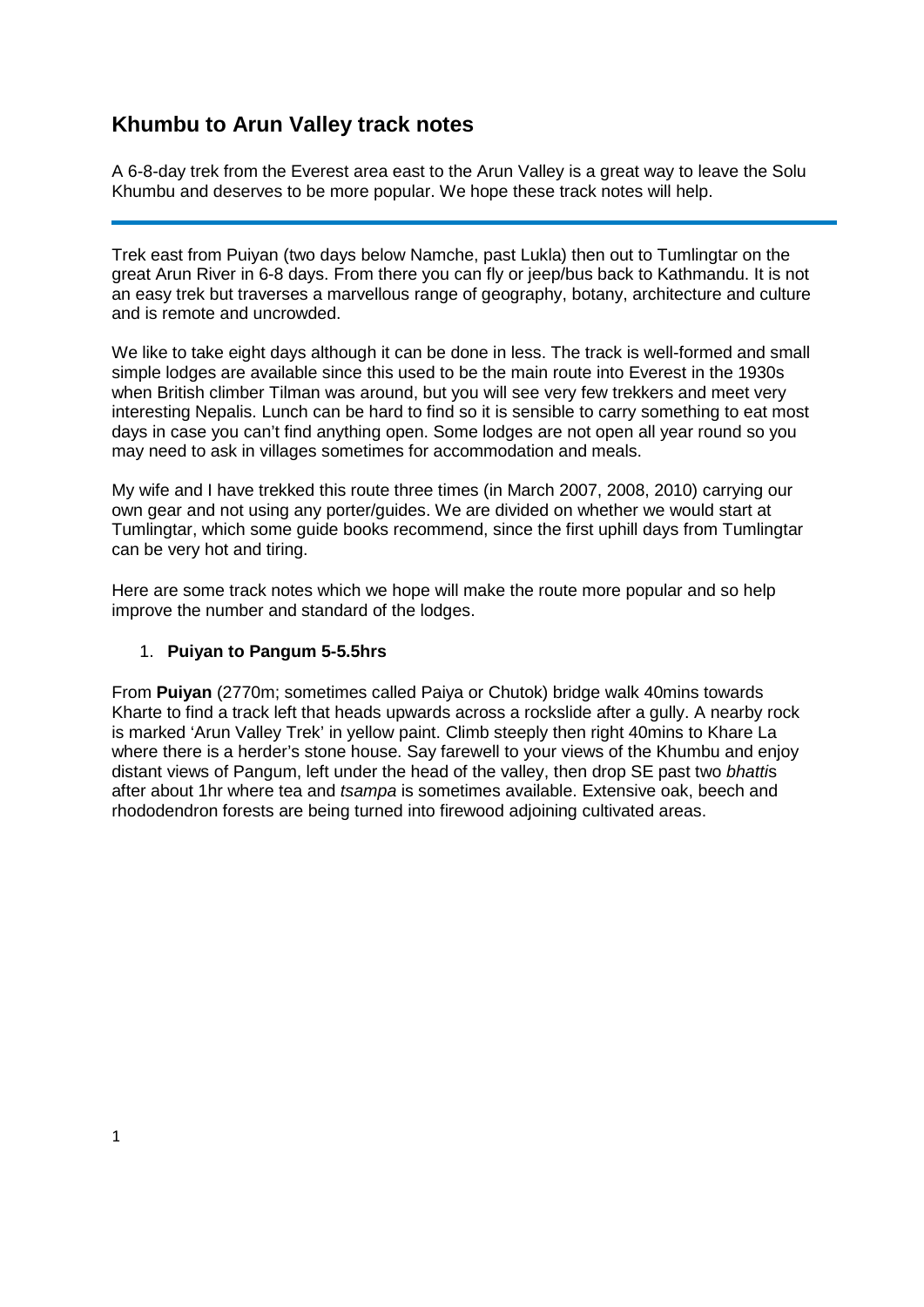# Khumbu to Arun Valley track notes

A 6-8-day trek from the Everest area east to the Arun Valley is a great way to leave the Solu Khumbu and deserves to be more popular. We hope these track notes will help.

---

Trek east from Puiyan (two days below Namche, past Lukla) then out to Tumlingtar on the great Arun River in 6-8 days. From there you can fly or jeep/bus back to Kathmandu. It is not an easy trek but traverses a marvellous range of geography, botany, architecture and culture and is remote and uncrowded.

We like to take eight days although it can be done in less. The track is well-formed and small simple lodges are available since this used to be the main route into Everest in the 1930s when British climber Tilman was around, but you will see very few trekkers and meet very interesting Nepalis. Lunch can be hard to find so it is sensible to carry something to eat most days in case you can't find anything open. Some lodges are not open all year round so you may need to ask in villages sometimes for accommodation and meals.

My wife and I have trekked this route three times (in March 2007, 2008, 2010) carrying our own gear and not using any porter/guides. We are divided on whether we would start at Tumlingtar, which some guide books recommend, since the first uphill days from Tumlingtar can be very hot and tiring.

Here are some track notes which we hope will make the route more popular and so help improve the number and standard of the lodges.

1. **Puiyan to Pangum 5-5.5hrs**

From **Puiyan** (2770m; sometimes called Paiya or Chutok) bridge walk 40mins towards Kharte to find a track left that heads upwards across a rockslide after a gully. A nearby rock is marked 'Arun Valley Trek' in yellow paint. Climb steeply then right 40mins to Khare La where there is a herder's stone house. Say farewell to your views of the Khumbu and enjoy distant views of Pangum, left under the head of the valley, then drop SE past two *bhatti*s after about 1hr where tea and *tsampa* is sometimes available. Extensive oak, beech and rhododendron forests are being turned into firewood adjoining cultivated areas.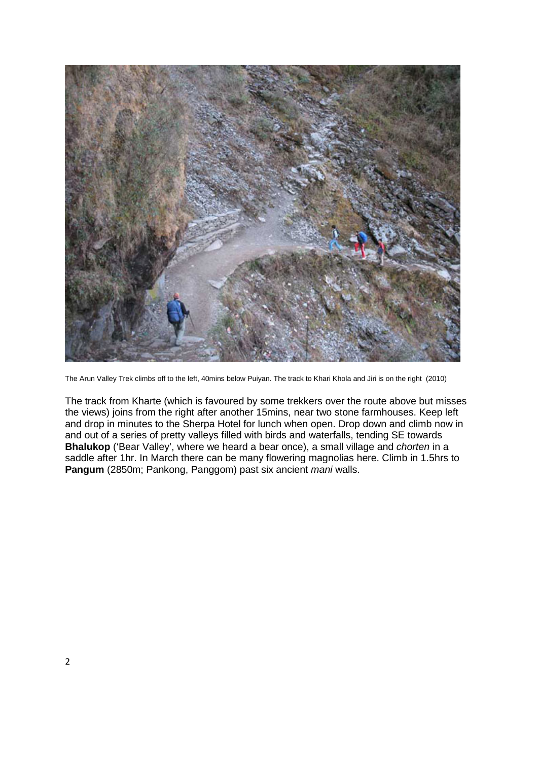The Arun Valley Trek climbs off to the left, 40mins below Puiyan. The track to Khari Khola and Jiri is on the right (2010)

The track from Kharte (which is favoured by some trekkers over the route above but misses the views) joins from the right after another 15mins, near two stone farmhouses. Keep left and drop in minutes to the Sherpa Hotel for lunch when open. Drop down and climb now in and out of a series of pretty valleys filled with birds and waterfalls, tending SE towards **Bhalukop** ('Bear Valley', where we heard a bear once), a small village and *chorten* in a saddle after 1hr. In March there can be many flowering magnolias here. Climb in 1.5hrs to **Pangum** (2850m; Pankong, Panggom) past six ancient *mani* walls.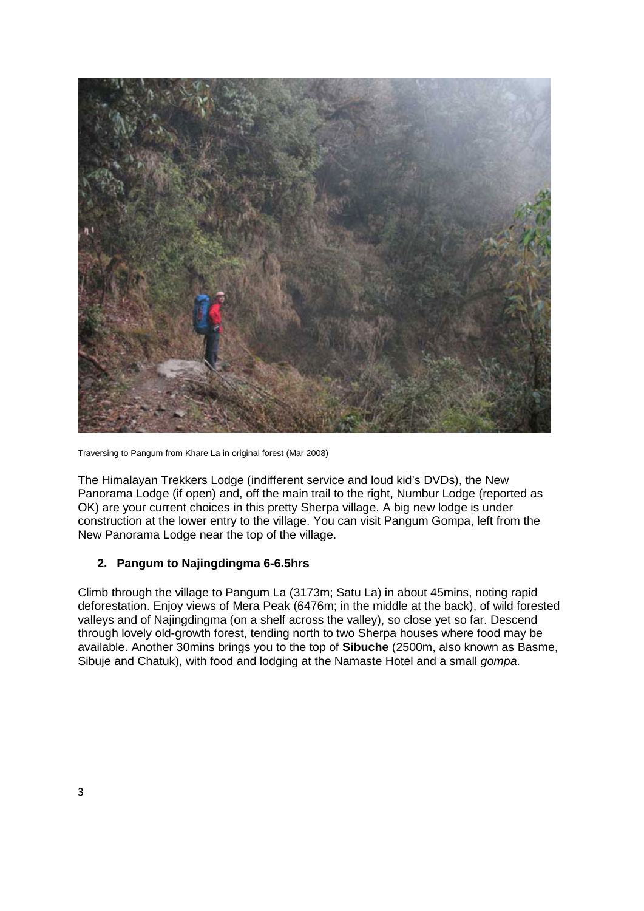Traversing to Pangum from Khare La in original forest (Mar 2008)

The Himalayan Trekkers Lodge (indifferent service and loud kid's DVDs), the New Panorama Lodge (if open) and, off the main trail to the right, Numbur Lodge (reported as OK) are your current choices in this pretty Sherpa village. A big new lodge is under construction at the lower entry to the village. You can visit Pangum Gompa, left from the New Panorama Lodge near the top of the village.

## 2. Pangum to Najingdingma 6-6.5hrs

Climb through the village to Pangum La (3173m; Satu La) in about 45mins, noting rapid deforestation. Enjoy views of Mera Peak (6476m; in the middle at the back), of wild forested valleys and of Najingdingma (on a shelf across the valley), so close yet so far. Descend through lovely old-growth forest, tending north to two Sherpa houses where food may be available. Another 30mins brings you to the top of **Sibuche** (2500m, also known as Basme, Sibuje and Chatuk), with food and lodging at the Namaste Hotel and a small *gompa*.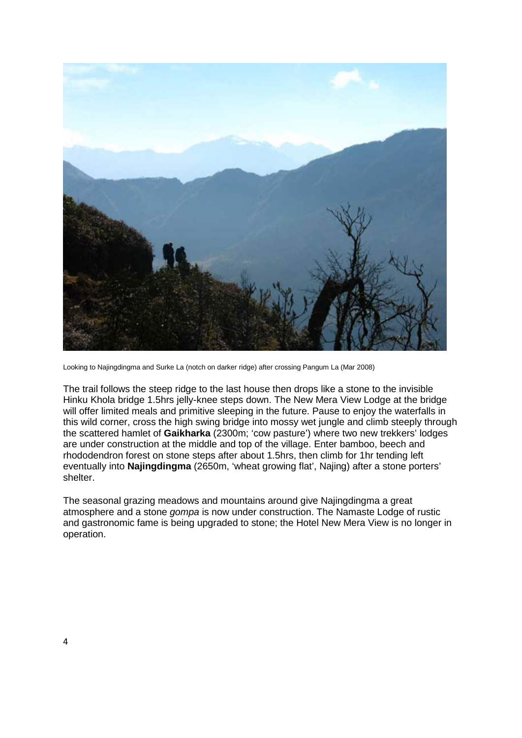Looking to Najingdingma and Surke La (notch on darker ridge) after crossing Pangum La (Mar 2008)

The trail follows the steep ridge to the last house then drops like a stone to the invisible Hinku Khola bridge 1.5hrs jelly-knee steps down. The New Mera View Lodge at the bridge will offer limited meals and primitive sleeping in the future. Pause to enjoy the waterfalls in this wild corner, cross the high swing bridge into mossy wet jungle and climb steeply through the scattered hamlet of **Gaikharka** (2300m; 'cow pasture') where two new trekkers' lodges are under construction at the middle and top of the village. Enter bamboo, beech and rhododendron forest on stone steps after about 1.5hrs, then climb for 1hr tending left eventually into **Najingdingma** (2650m, 'wheat growing flat', Najing) after a stone porters' shelter.

The seasonal grazing meadows and mountains around give Najingdingma a great atmosphere and a stone *gompa* is now under construction. The Namaste Lodge of rustic and gastronomic fame is being upgraded to stone; the Hotel New Mera View is no longer in operation.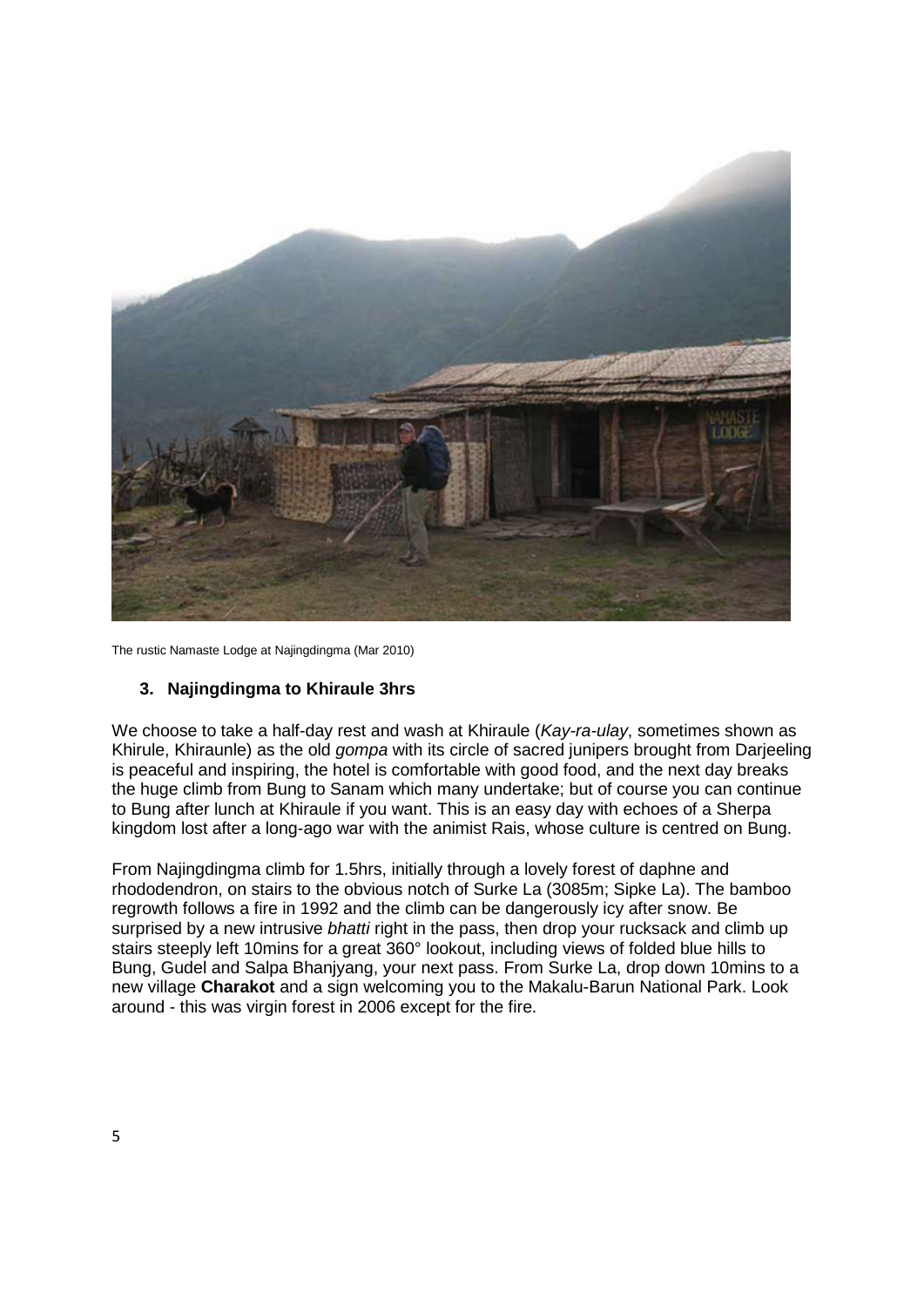The rustic Namaste Lodge at Najingdingma (Mar 2010)

### 3. Najingdingma to Khiraule 3hrs

We choose to take a half-day rest and wash at Khiraule (*Kay-ra-ulay*, sometimes shown as Khirule, Khiraunle) as the old *gompa* with its circle of sacred junipers brought from Darjeeling is peaceful and inspiring, the hotel is comfortable with good food, and the next day breaks the huge climb from Bung to Sanam which many undertake; but of course you can continue to Bung after lunch at Khiraule if you want. This is an easy day with echoes of a Sherpa kingdom lost after a long-ago war with the animist Rais, whose culture is centred on Bung.

From Najingdingma climb for 1.5hrs, initially through a lovely forest of daphne and rhododendron, on stairs to the obvious notch of Surke La (3085m; Sipke La). The bamboo regrowth follows a fire in 1992 and the climb can be dangerously icy after snow. Be surprised by a new intrusive *bhatti* right in the pass, then drop your rucksack and climb up stairs steeply left 10mins for a great 360° lookout, including views of folded blue hills to Bung, Gudel and Salpa Bhanjyang, your next pass. From Surke La, drop down 10mins to a new village **Charakot** and a sign welcoming you to the Makalu-Barun National Park. Look around - this was virgin forest in 2006 except for the fire.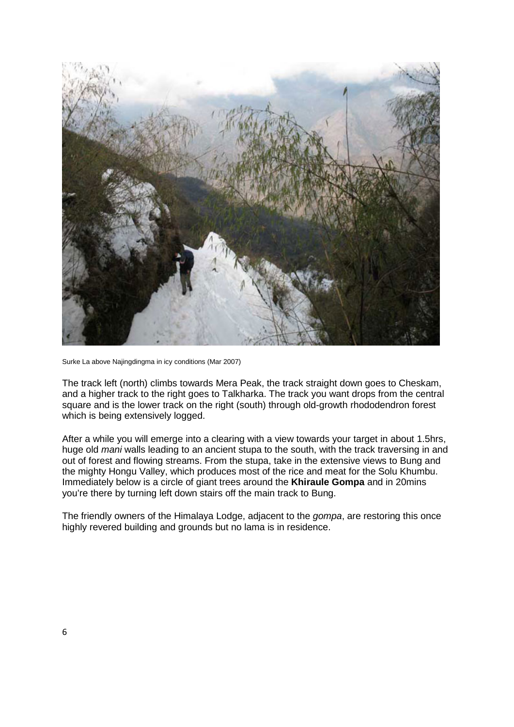Surke La above Najingdingma in icy conditions (Mar 2007)

The track left (north) climbs towards Mera Peak, the track straight down goes to Cheskam, and a higher track to the right goes to Talkharka. The track you want drops from the central square and is the lower track on the right (south) through old-growth rhododendron forest which is being extensively logged.

After a while you will emerge into a clearing with a view towards your target in about 1.5hrs, huge old *mani* walls leading to an ancient stupa to the south, with the track traversing in and out of forest and flowing streams. From the stupa, take in the extensive views to Bung and the mighty Hongu Valley, which produces most of the rice and meat for the Solu Khumbu. Immediately below is a circle of giant trees around the **Khiraule Gompa** and in 20mins you're there by turning left down stairs off the main track to Bung.

The friendly owners of the Himalaya Lodge, adjacent to the *gompa*, are restoring this once highly revered building and grounds but no lama is in residence.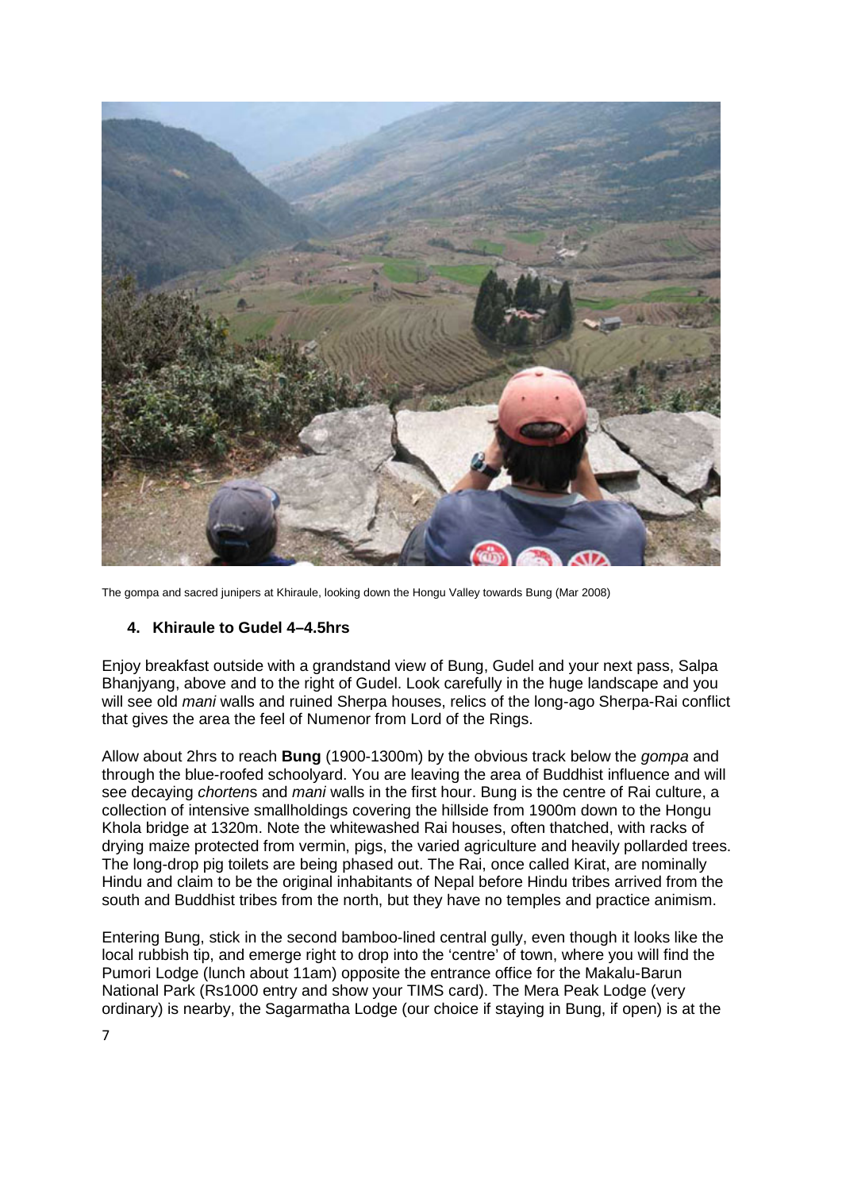The gompa and sacred junipers at Khiraule, looking down the Hongu Valley towards Bung (Mar 2008)

### 4. Khiraule to Gudel 4–4.5hrs

Enjoy breakfast outside with a grandstand view of Bung, Gudel and your next pass, Salpa Bhanjyang, above and to the right of Gudel. Look carefully in the huge landscape and you will see old *mani* walls and ruined Sherpa houses, relics of the long-ago Sherpa-Rai conflict that gives the area the feel of Numenor from Lord of the Rings.

Allow about 2hrs to reach **Bung** (1900-1300m) by the obvious track below the *gompa* and through the blue-roofed schoolyard. You are leaving the area of Buddhist influence and will see decaying *chorten*s and *mani* walls in the first hour. Bung is the centre of Rai culture, a collection of intensive smallholdings covering the hillside from 1900m down to the Hongu Khola bridge at 1320m. Note the whitewashed Rai houses, often thatched, with racks of drying maize protected from vermin, pigs, the varied agriculture and heavily pollarded trees. The long-drop pig toilets are being phased out. The Rai, once called Kirat, are nominally Hindu and claim to be the original inhabitants of Nepal before Hindu tribes arrived from the south and Buddhist tribes from the north, but they have no temples and practice animism.

Entering Bung, stick in the second bamboo-lined central gully, even though it looks like the local rubbish tip, and emerge right to drop into the 'centre' of town, where you will find the Pumori Lodge (lunch about 11am) opposite the entrance office for the Makalu-Barun National Park (Rs1000 entry and show your TIMS card). The Mera Peak Lodge (very ordinary) is nearby, the Sagarmatha Lodge (our choice if staying in Bung, if open) is at the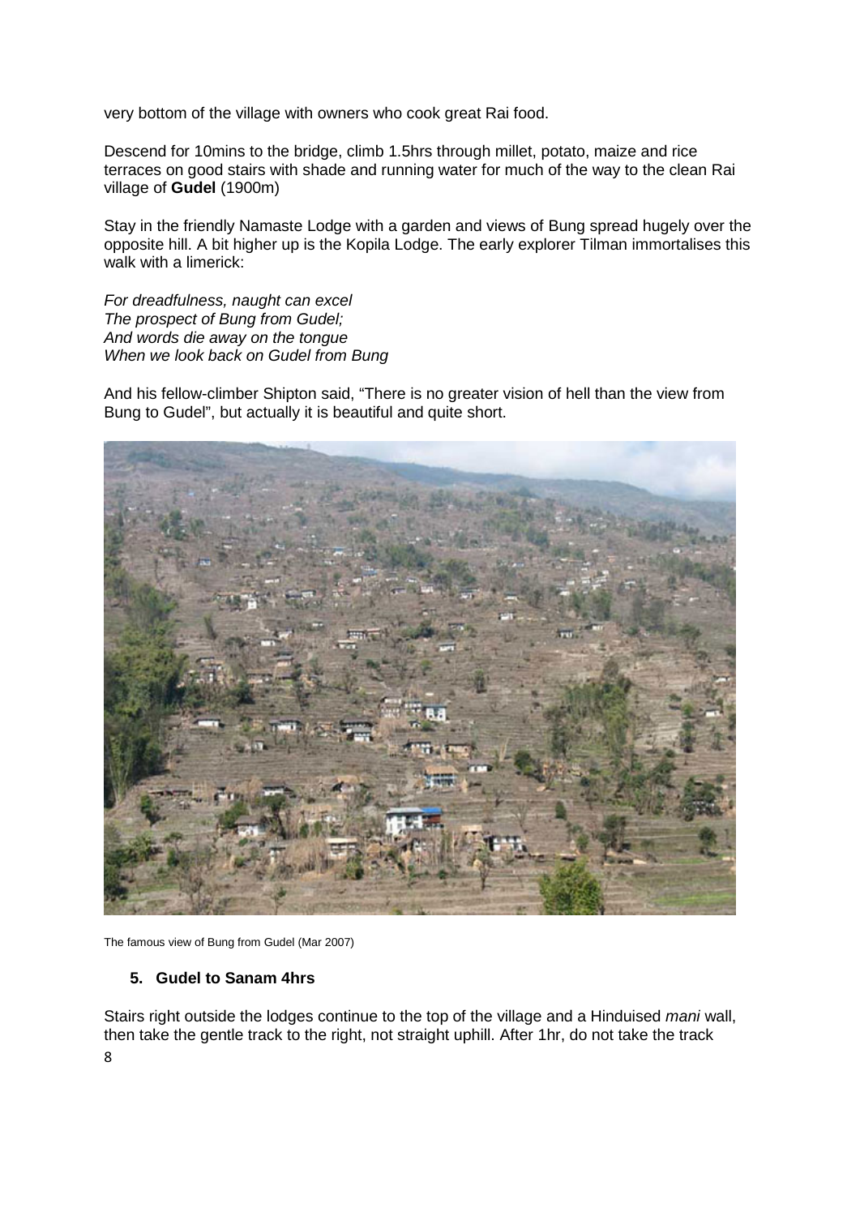very bottom of the village with owners who cook great Rai food.

Descend for 10mins to the bridge, climb 1.5hrs through millet, potato, maize and rice terraces on good stairs with shade and running water for much of the way to the clean Rai village of **Gudel** (1900m)

Stay in the friendly Namaste Lodge with a garden and views of Bung spread hugely over the opposite hill. A bit higher up is the Kopila Lodge. The early explorer Tilman immortalises this walk with a limerick:

*For dreadfulness, naught can excel*
*The prospect of Bung from Gudel;*
*And words die away on the tongue*
*When we look back on Gudel from Bung*

And his fellow-climber Shipton said, "There is no greater vision of hell than the view from Bung to Gudel", but actually it is beautiful and quite short.

The famous view of Bung from Gudel (Mar 2007)

### 5. Gudel to Sanam 4hrs

Stairs right outside the lodges continue to the top of the village and a Hinduised *mani* wall, then take the gentle track to the right, not straight uphill. After 1hr, do not take the track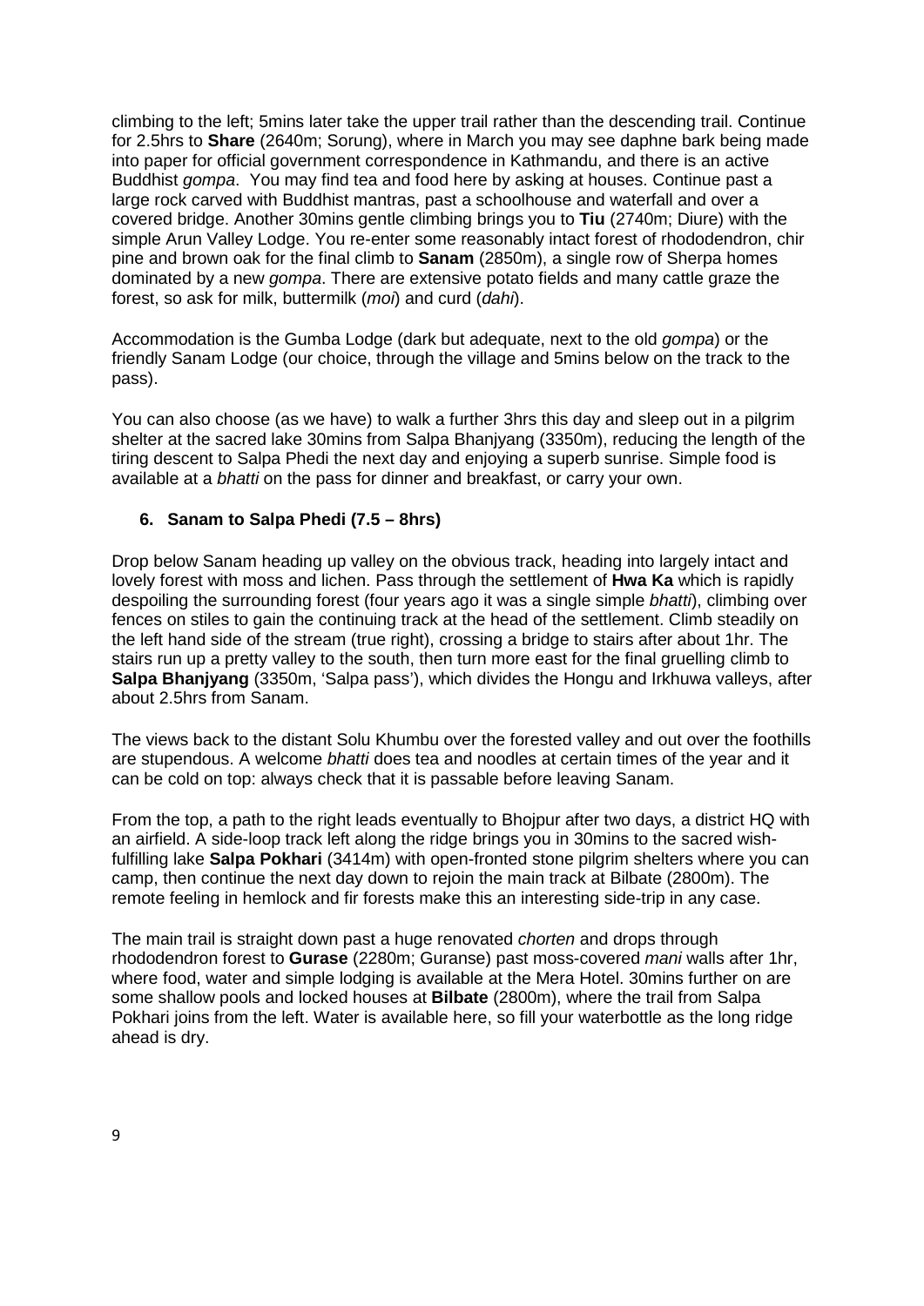climbing to the left; 5mins later take the upper trail rather than the descending trail. Continue for 2.5hrs to **Share** (2640m; Sorung), where in March you may see daphne bark being made into paper for official government correspondence in Kathmandu, and there is an active Buddhist *gompa*. You may find tea and food here by asking at houses. Continue past a large rock carved with Buddhist mantras, past a schoolhouse and waterfall and over a covered bridge. Another 30mins gentle climbing brings you to **Tiu** (2740m; Diure) with the simple Arun Valley Lodge. You re-enter some reasonably intact forest of rhododendron, chir pine and brown oak for the final climb to **Sanam** (2850m), a single row of Sherpa homes dominated by a new *gompa*. There are extensive potato fields and many cattle graze the forest, so ask for milk, buttermilk (*moi*) and curd (*dahi*).

Accommodation is the Gumba Lodge (dark but adequate, next to the old *gompa*) or the friendly Sanam Lodge (our choice, through the village and 5mins below on the track to the pass).

You can also choose (as we have) to walk a further 3hrs this day and sleep out in a pilgrim shelter at the sacred lake 30mins from Salpa Bhanjyang (3350m), reducing the length of the tiring descent to Salpa Phedi the next day and enjoying a superb sunrise. Simple food is available at a *bhatti* on the pass for dinner and breakfast, or carry your own.

### 6. Sanam to Salpa Phedi (7.5 – 8hrs)

Drop below Sanam heading up valley on the obvious track, heading into largely intact and lovely forest with moss and lichen. Pass through the settlement of **Hwa Ka** which is rapidly despoiling the surrounding forest (four years ago it was a single simple *bhatti*), climbing over fences on stiles to gain the continuing track at the head of the settlement. Climb steadily on the left hand side of the stream (true right), crossing a bridge to stairs after about 1hr. The stairs run up a pretty valley to the south, then turn more east for the final gruelling climb to **Salpa Bhanjyang** (3350m, 'Salpa pass'), which divides the Hongu and Irkhuwa valleys, after about 2.5hrs from Sanam.

The views back to the distant Solu Khumbu over the forested valley and out over the foothills are stupendous. A welcome *bhatti* does tea and noodles at certain times of the year and it can be cold on top: always check that it is passable before leaving Sanam.

From the top, a path to the right leads eventually to Bhojpur after two days, a district HQ with an airfield. A side-loop track left along the ridge brings you in 30mins to the sacred wish-fulfilling lake **Salpa Pokhari** (3414m) with open-fronted stone pilgrim shelters where you can camp, then continue the next day down to rejoin the main track at Bilbate (2800m). The remote feeling in hemlock and fir forests make this an interesting side-trip in any case.

The main trail is straight down past a huge renovated *chorten* and drops through rhododendron forest to **Gurase** (2280m; Guranse) past moss-covered *mani* walls after 1hr, where food, water and simple lodging is available at the Mera Hotel. 30mins further on are some shallow pools and locked houses at **Bilbate** (2800m), where the trail from Salpa Pokhari joins from the left. Water is available here, so fill your waterbottle as the long ridge ahead is dry.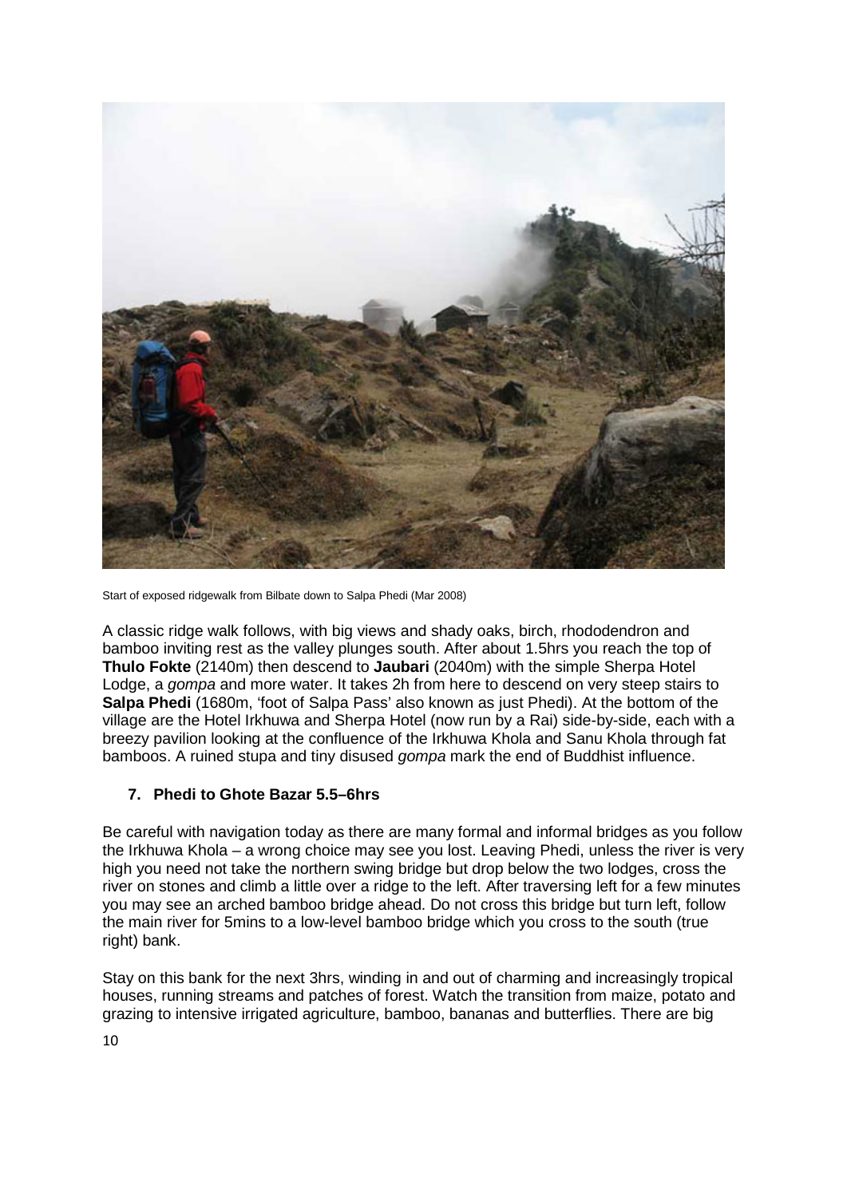Start of exposed ridgewalk from Bilbate down to Salpa Phedi (Mar 2008)

A classic ridge walk follows, with big views and shady oaks, birch, rhododendron and bamboo inviting rest as the valley plunges south. After about 1.5hrs you reach the top of **Thulo Fokte** (2140m) then descend to **Jaubari** (2040m) with the simple Sherpa Hotel Lodge, a *gompa* and more water. It takes 2h from here to descend on very steep stairs to **Salpa Phedi** (1680m, 'foot of Salpa Pass' also known as just Phedi). At the bottom of the village are the Hotel Irkhuwa and Sherpa Hotel (now run by a Rai) side-by-side, each with a breezy pavilion looking at the confluence of the Irkhuwa Khola and Sanu Khola through fat bamboos. A ruined stupa and tiny disused *gompa* mark the end of Buddhist influence.

### 7. Phedi to Ghote Bazar 5.5–6hrs

Be careful with navigation today as there are many formal and informal bridges as you follow the Irkhuwa Khola – a wrong choice may see you lost. Leaving Phedi, unless the river is very high you need not take the northern swing bridge but drop below the two lodges, cross the river on stones and climb a little over a ridge to the left. After traversing left for a few minutes you may see an arched bamboo bridge ahead. Do not cross this bridge but turn left, follow the main river for 5mins to a low-level bamboo bridge which you cross to the south (true right) bank.

Stay on this bank for the next 3hrs, winding in and out of charming and increasingly tropical houses, running streams and patches of forest. Watch the transition from maize, potato and grazing to intensive irrigated agriculture, bamboo, bananas and butterflies. There are big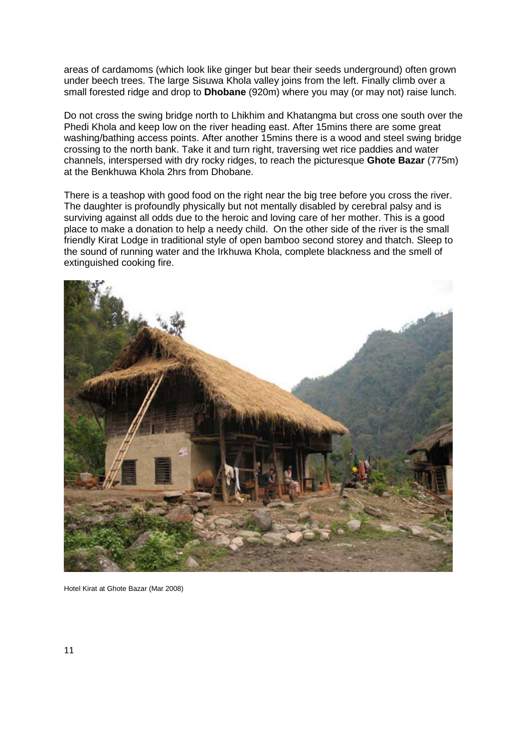areas of cardamoms (which look like ginger but bear their seeds underground) often grown under beech trees. The large Sisuwa Khola valley joins from the left. Finally climb over a small forested ridge and drop to **Dhobane** (920m) where you may (or may not) raise lunch.

Do not cross the swing bridge north to Lhikhim and Khatangma but cross one south over the Phedi Khola and keep low on the river heading east. After 15mins there are some great washing/bathing access points. After another 15mins there is a wood and steel swing bridge crossing to the north bank. Take it and turn right, traversing wet rice paddies and water channels, interspersed with dry rocky ridges, to reach the picturesque **Ghote Bazar** (775m) at the Benkhuwa Khola 2hrs from Dhobane.

There is a teashop with good food on the right near the big tree before you cross the river. The daughter is profoundly physically but not mentally disabled by cerebral palsy and is surviving against all odds due to the heroic and loving care of her mother. This is a good place to make a donation to help a needy child. On the other side of the river is the small friendly Kirat Lodge in traditional style of open bamboo second storey and thatch. Sleep to the sound of running water and the Irkhuwa Khola, complete blackness and the smell of extinguished cooking fire.

Hotel Kirat at Ghote Bazar (Mar 2008)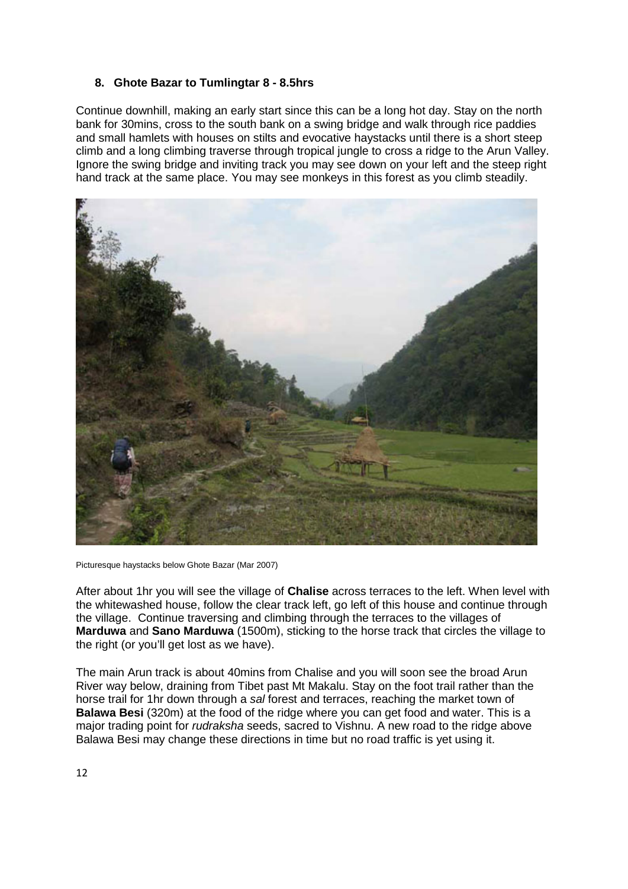### 8. Ghote Bazar to Tumlingtar 8 - 8.5hrs

Continue downhill, making an early start since this can be a long hot day. Stay on the north bank for 30mins, cross to the south bank on a swing bridge and walk through rice paddies and small hamlets with houses on stilts and evocative haystacks until there is a short steep climb and a long climbing traverse through tropical jungle to cross a ridge to the Arun Valley. Ignore the swing bridge and inviting track you may see down on your left and the steep right hand track at the same place. You may see monkeys in this forest as you climb steadily.

Picturesque haystacks below Ghote Bazar (Mar 2007)

After about 1hr you will see the village of **Chalise** across terraces to the left. When level with the whitewashed house, follow the clear track left, go left of this house and continue through the village. Continue traversing and climbing through the terraces to the villages of **Marduwa** and **Sano Marduwa** (1500m), sticking to the horse track that circles the village to the right (or you'll get lost as we have).

The main Arun track is about 40mins from Chalise and you will soon see the broad Arun River way below, draining from Tibet past Mt Makalu. Stay on the foot trail rather than the horse trail for 1hr down through a *sal* forest and terraces, reaching the market town of **Balawa Besi** (320m) at the food of the ridge where you can get food and water. This is a major trading point for *rudraksha* seeds, sacred to Vishnu. A new road to the ridge above Balawa Besi may change these directions in time but no road traffic is yet using it.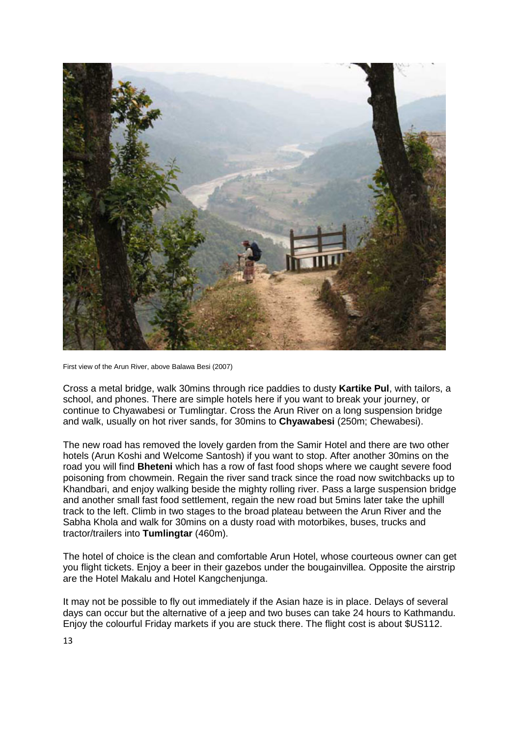First view of the Arun River, above Balawa Besi (2007)

Cross a metal bridge, walk 30mins through rice paddies to dusty **Kartike Pul**, with tailors, a school, and phones. There are simple hotels here if you want to break your journey, or continue to Chyawabesi or Tumlingtar. Cross the Arun River on a long suspension bridge and walk, usually on hot river sands, for 30mins to **Chyawabesi** (250m; Chewabesi).

The new road has removed the lovely garden from the Samir Hotel and there are two other hotels (Arun Koshi and Welcome Santosh) if you want to stop. After another 30mins on the road you will find **Bheteni** which has a row of fast food shops where we caught severe food poisoning from chowmein. Regain the river sand track since the road now switchbacks up to Khandbari, and enjoy walking beside the mighty rolling river. Pass a large suspension bridge and another small fast food settlement, regain the new road but 5mins later take the uphill track to the left. Climb in two stages to the broad plateau between the Arun River and the Sabha Khola and walk for 30mins on a dusty road with motorbikes, buses, trucks and tractor/trailers into **Tumlingtar** (460m).

The hotel of choice is the clean and comfortable Arun Hotel, whose courteous owner can get you flight tickets. Enjoy a beer in their gazebos under the bougainvillea. Opposite the airstrip are the Hotel Makalu and Hotel Kangchenjunga.

It may not be possible to fly out immediately if the Asian haze is in place. Delays of several days can occur but the alternative of a jeep and two buses can take 24 hours to Kathmandu. Enjoy the colourful Friday markets if you are stuck there. The flight cost is about $US112.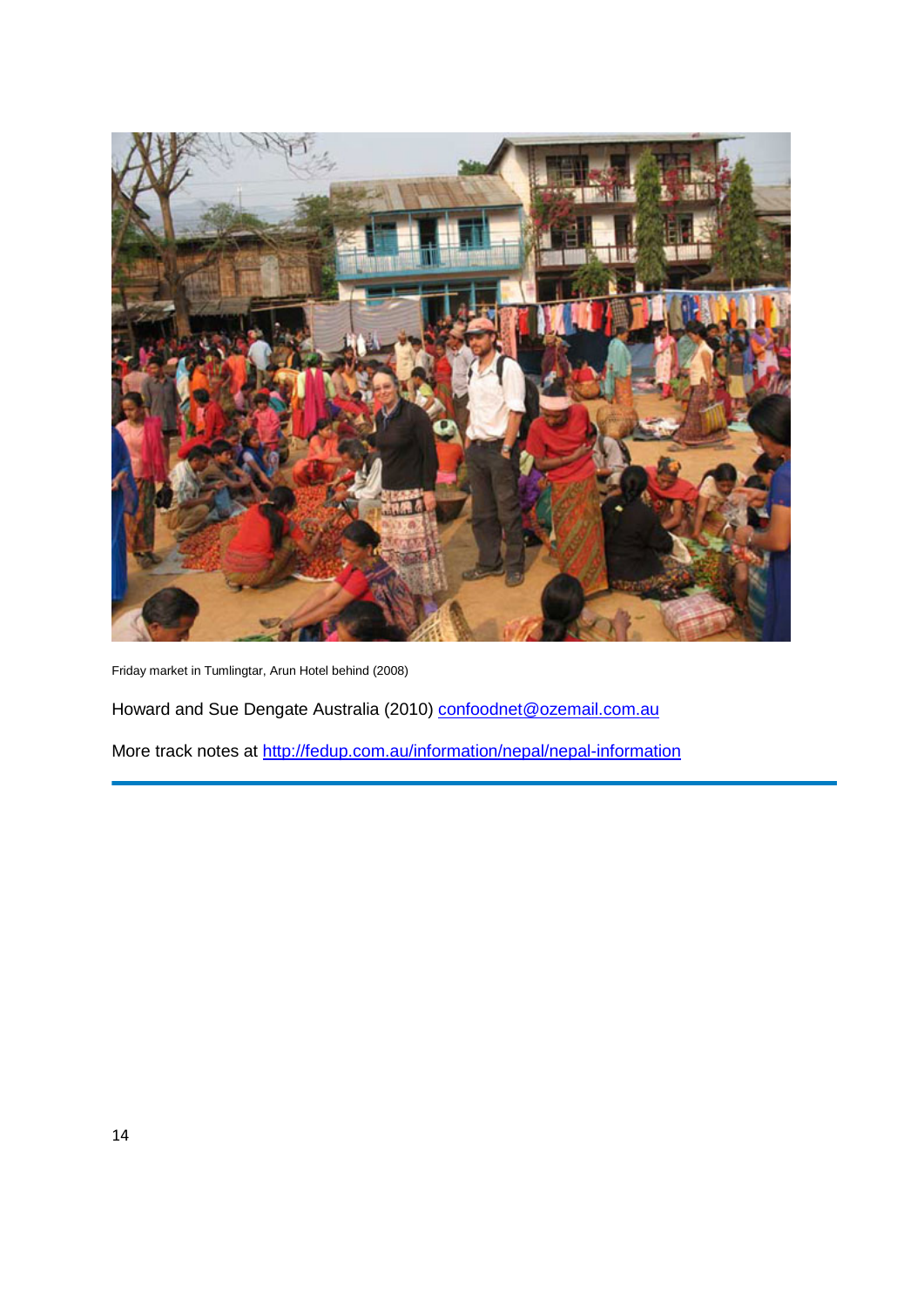Friday market in Tumlingtar, Arun Hotel behind (2008)

Howard and Sue Dengate Australia (2010) confoodnet@ozemail.com.au

More track notes at http://fedup.com.au/information/nepal/nepal-information